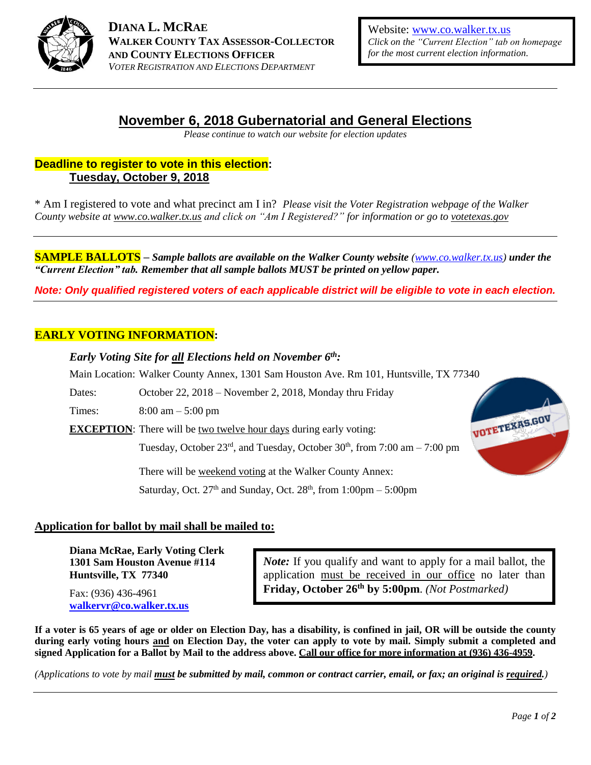**DIANA L. MCRAE**
**WALKER COUNTY TAX ASSESSOR-COLLECTOR**
**AND COUNTY ELECTIONS OFFICER**
*VOTER REGISTRATION AND ELECTIONS DEPARTMENT*

Website: www.co.walker.tx.us
*Click on the "Current Election" tab on homepage for the most current election information.*

---

# November 6, 2018 Gubernatorial and General Elections

*Please continue to watch our website for election updates*

**Deadline to register to vote in this election:**
**Tuesday, October 9, 2018**

\* Am I registered to vote and what precinct am I in? *Please visit the Voter Registration webpage of the Walker County website at www.co.walker.tx.us and click on "Am I Registered?" for information or go to votetexas.gov*

---

**SAMPLE BALLOTS** – ***Sample ballots are available on the Walker County website (www.co.walker.tx.us) under the "Current Election" tab. Remember that all sample ballots MUST be printed on yellow paper.***

***Note: Only qualified registered voters of each applicable district will be eligible to vote in each election.***

---

## EARLY VOTING INFORMATION:

***Early Voting Site for all Elections held on November 6th:***

Main Location: Walker County Annex, 1301 Sam Houston Ave. Rm 101, Huntsville, TX 77340

Dates: October 22, 2018 – November 2, 2018, Monday thru Friday

Times: 8:00 am – 5:00 pm

**EXCEPTION**: There will be two twelve hour days during early voting:
Tuesday, October 23rd, and Tuesday, October 30th, from 7:00 am – 7:00 pm

There will be weekend voting at the Walker County Annex:
Saturday, Oct. 27th and Sunday, Oct. 28th, from 1:00pm – 5:00pm

## Application for ballot by mail shall be mailed to:

**Diana McRae, Early Voting Clerk**
**1301 Sam Houston Avenue #114**
**Huntsville, TX 77340**

Fax: (936) 436-4961
**walkervr@co.walker.tx.us**

*Note:* If you qualify and want to apply for a mail ballot, the application must be received in our office no later than **Friday, October 26th by 5:00pm**. *(Not Postmarked)*

**If a voter is 65 years of age or older on Election Day, has a disability, is confined in jail, OR will be outside the county during early voting hours and on Election Day, the voter can apply to vote by mail. Simply submit a completed and signed Application for a Ballot by Mail to the address above. Call our office for more information at (936) 436-4959.**

*(Applications to vote by mail* ***must be submitted by mail, common or contract carrier, email, or fax; an original is required.****)*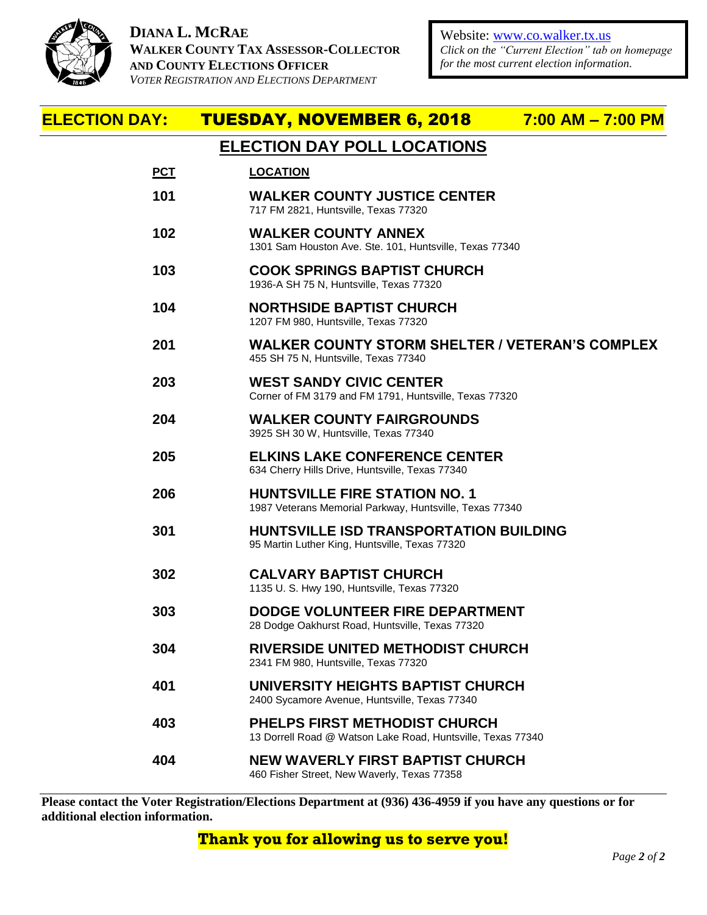**DIANA L. MCRAE**
**WALKER COUNTY TAX ASSESSOR-COLLECTOR**
**AND COUNTY ELECTIONS OFFICER**
*VOTER REGISTRATION AND ELECTIONS DEPARTMENT*

Website: www.co.walker.tx.us
*Click on the "Current Election" tab on homepage for the most current election information.*

## ELECTION DAY: TUESDAY, NOVEMBER 6, 2018 7:00 AM – 7:00 PM

## ELECTION DAY POLL LOCATIONS

| PCT | LOCATION |
|---|---|
| 101 | **WALKER COUNTY JUSTICE CENTER**<br>717 FM 2821, Huntsville, Texas 77320 |
| 102 | **WALKER COUNTY ANNEX**<br>1301 Sam Houston Ave. Ste. 101, Huntsville, Texas 77340 |
| 103 | **COOK SPRINGS BAPTIST CHURCH**<br>1936-A SH 75 N, Huntsville, Texas 77320 |
| 104 | **NORTHSIDE BAPTIST CHURCH**<br>1207 FM 980, Huntsville, Texas 77320 |
| 201 | **WALKER COUNTY STORM SHELTER / VETERAN'S COMPLEX**<br>455 SH 75 N, Huntsville, Texas 77340 |
| 203 | **WEST SANDY CIVIC CENTER**<br>Corner of FM 3179 and FM 1791, Huntsville, Texas 77320 |
| 204 | **WALKER COUNTY FAIRGROUNDS**<br>3925 SH 30 W, Huntsville, Texas 77340 |
| 205 | **ELKINS LAKE CONFERENCE CENTER**<br>634 Cherry Hills Drive, Huntsville, Texas 77340 |
| 206 | **HUNTSVILLE FIRE STATION NO. 1**<br>1987 Veterans Memorial Parkway, Huntsville, Texas 77340 |
| 301 | **HUNTSVILLE ISD TRANSPORTATION BUILDING**<br>95 Martin Luther King, Huntsville, Texas 77320 |
| 302 | **CALVARY BAPTIST CHURCH**<br>1135 U. S. Hwy 190, Huntsville, Texas 77320 |
| 303 | **DODGE VOLUNTEER FIRE DEPARTMENT**<br>28 Dodge Oakhurst Road, Huntsville, Texas 77320 |
| 304 | **RIVERSIDE UNITED METHODIST CHURCH**<br>2341 FM 980, Huntsville, Texas 77320 |
| 401 | **UNIVERSITY HEIGHTS BAPTIST CHURCH**<br>2400 Sycamore Avenue, Huntsville, Texas 77340 |
| 403 | **PHELPS FIRST METHODIST CHURCH**<br>13 Dorrell Road @ Watson Lake Road, Huntsville, Texas 77340 |
| 404 | **NEW WAVERLY FIRST BAPTIST CHURCH**<br>460 Fisher Street, New Waverly, Texas 77358 |

**Please contact the Voter Registration/Elections Department at (936) 436-4959 if you have any questions or for additional election information.**

**Thank you for allowing us to serve you!**